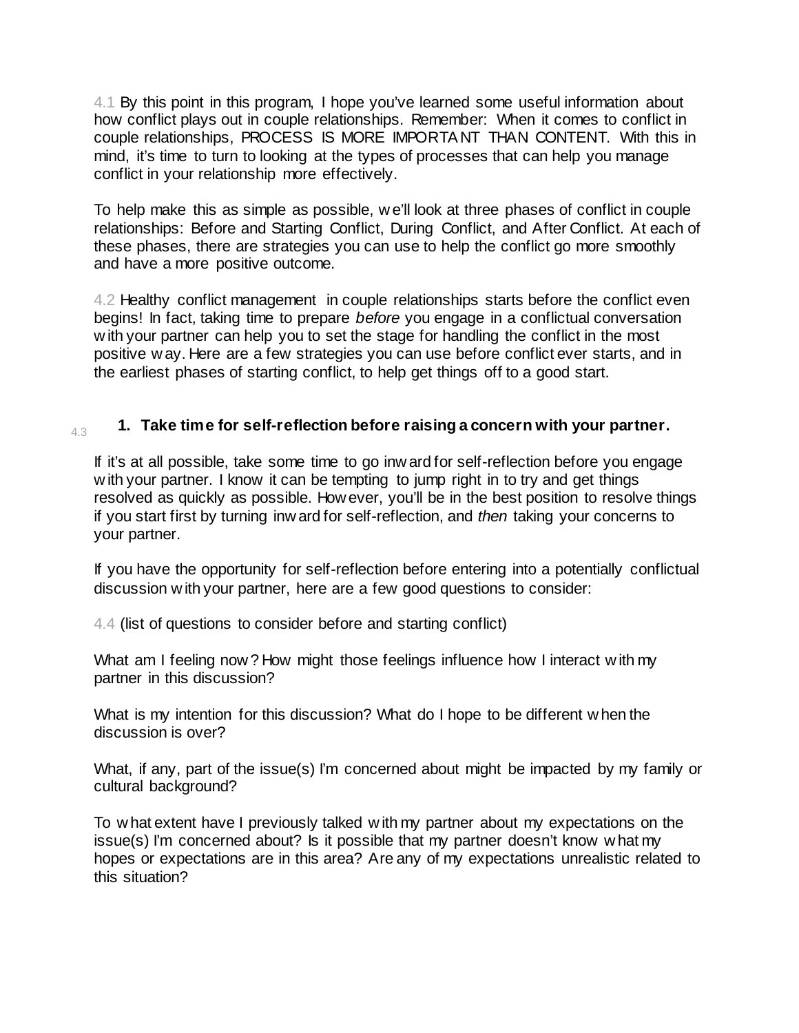4.1 By this point in this program, I hope you've learned some useful information about how conflict plays out in couple relationships. Remember: When it comes to conflict in couple relationships, PROCESS IS MORE IMPORTANT THAN CONTENT. With this in mind, it's time to turn to looking at the types of processes that can help you manage conflict in your relationship more effectively.

To help make this as simple as possible, we'll look at three phases of conflict in couple relationships: Before and Starting Conflict, During Conflict, and After Conflict. At each of these phases, there are strategies you can use to help the conflict go more smoothly and have a more positive outcome.

4.2 Healthy conflict management in couple relationships starts before the conflict even begins! In fact, taking time to prepare *before* you engage in a conflictual conversation with your partner can help you to set the stage for handling the conflict in the most positive way. Here are a few strategies you can use before conflict ever starts, and in the earliest phases of starting conflict, to help get things off to a good start.

4.3

**1. Take time for self-reflection before raising a concern with your partner.**

If it's at all possible, take some time to go inward for self-reflection before you engage with your partner. I know it can be tempting to jump right in to try and get things resolved as quickly as possible. However, you'll be in the best position to resolve things if you start first by turning inward for self-reflection, and *then* taking your concerns to your partner.

If you have the opportunity for self-reflection before entering into a potentially conflictual discussion with your partner, here are a few good questions to consider:

4.4 (list of questions to consider before and starting conflict)

What am I feeling now? How might those feelings influence how I interact with my partner in this discussion?

What is my intention for this discussion? What do I hope to be different when the discussion is over?

What, if any, part of the issue(s) I'm concerned about might be impacted by my family or cultural background?

To what extent have I previously talked with my partner about my expectations on the issue(s) I'm concerned about? Is it possible that my partner doesn't know what my hopes or expectations are in this area? Are any of my expectations unrealistic related to this situation?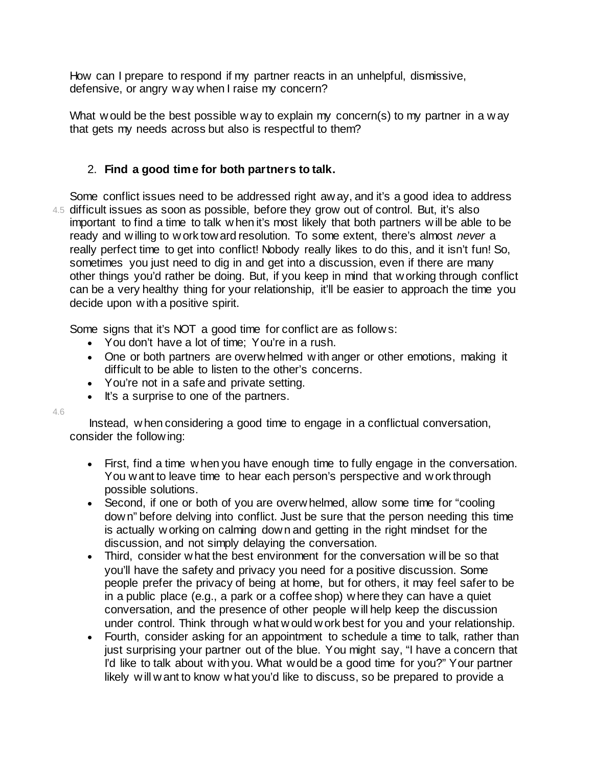How can I prepare to respond if my partner reacts in an unhelpful, dismissive, defensive, or angry way when I raise my concern?

What would be the best possible way to explain my concern(s) to my partner in a way that gets my needs across but also is respectful to them?

2. **Find a good time for both partners to talk.**

Some conflict issues need to be addressed right away, and it's a good idea to address difficult issues as soon as possible, before they grow out of control. But, it's also important to find a time to talk when it's most likely that both partners will be able to be ready and willing to work toward resolution. To some extent, there's almost *never* a really perfect time to get into conflict! Nobody really likes to do this, and it isn't fun! So, sometimes you just need to dig in and get into a discussion, even if there are many other things you'd rather be doing. But, if you keep in mind that working through conflict can be a very healthy thing for your relationship, it'll be easier to approach the time you decide upon with a positive spirit.

Some signs that it's NOT a good time for conflict are as follows:

- You don't have a lot of time; You're in a rush.
- One or both partners are overwhelmed with anger or other emotions, making it difficult to be able to listen to the other's concerns.
- You're not in a safe and private setting.
- It's a surprise to one of the partners.

Instead, when considering a good time to engage in a conflictual conversation, consider the following:

- First, find a time when you have enough time to fully engage in the conversation. You want to leave time to hear each person's perspective and work through possible solutions.
- Second, if one or both of you are overwhelmed, allow some time for "cooling down" before delving into conflict. Just be sure that the person needing this time is actually working on calming down and getting in the right mindset for the discussion, and not simply delaying the conversation.
- Third, consider what the best environment for the conversation will be so that you'll have the safety and privacy you need for a positive discussion. Some people prefer the privacy of being at home, but for others, it may feel safer to be in a public place (e.g., a park or a coffee shop) where they can have a quiet conversation, and the presence of other people will help keep the discussion under control. Think through what would work best for you and your relationship.
- Fourth, consider asking for an appointment to schedule a time to talk, rather than just surprising your partner out of the blue. You might say, "I have a concern that I'd like to talk about with you. What would be a good time for you?" Your partner likely will want to know what you'd like to discuss, so be prepared to provide a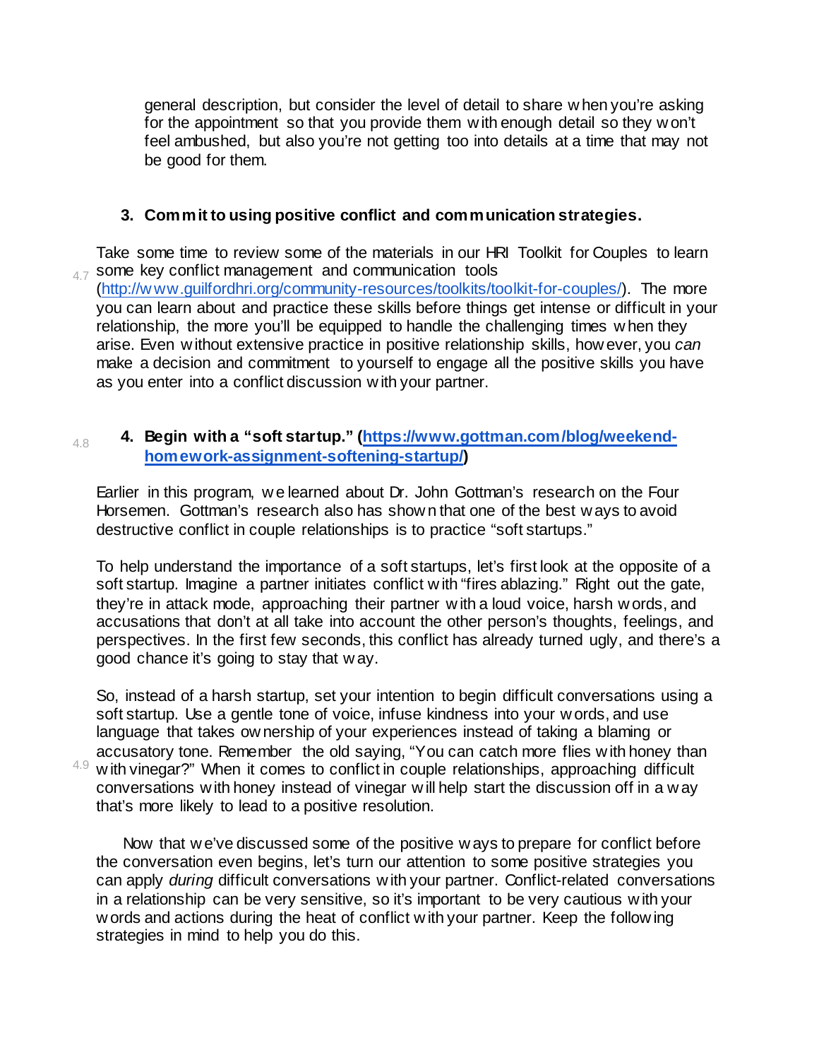general description, but consider the level of detail to share when you're asking for the appointment so that you provide them with enough detail so they won't feel ambushed, but also you're not getting too into details at a time that may not be good for them.

### 3. Commit to using positive conflict and communication strategies.

Take some time to review some of the materials in our HRI Toolkit for Couples to learn some key conflict management and communication tools (http://www.guilfordhri.org/community-resources/toolkits/toolkit-for-couples/). The more you can learn about and practice these skills before things get intense or difficult in your relationship, the more you'll be equipped to handle the challenging times when they arise. Even without extensive practice in positive relationship skills, however, you *can* make a decision and commitment to yourself to engage all the positive skills you have as you enter into a conflict discussion with your partner.

### 4. Begin with a "soft startup." (https://www.gottman.com/blog/weekend-homework-assignment-softening-startup/)

Earlier in this program, we learned about Dr. John Gottman's research on the Four Horsemen. Gottman's research also has shown that one of the best ways to avoid destructive conflict in couple relationships is to practice "soft startups."

To help understand the importance of a soft startups, let's first look at the opposite of a soft startup. Imagine a partner initiates conflict with "fires ablazing." Right out the gate, they're in attack mode, approaching their partner with a loud voice, harsh words, and accusations that don't at all take into account the other person's thoughts, feelings, and perspectives. In the first few seconds, this conflict has already turned ugly, and there's a good chance it's going to stay that way.

So, instead of a harsh startup, set your intention to begin difficult conversations using a soft startup. Use a gentle tone of voice, infuse kindness into your words, and use language that takes ownership of your experiences instead of taking a blaming or accusatory tone. Remember the old saying, "You can catch more flies with honey than with vinegar?" When it comes to conflict in couple relationships, approaching difficult conversations with honey instead of vinegar will help start the discussion off in a way that's more likely to lead to a positive resolution.

Now that we've discussed some of the positive ways to prepare for conflict before the conversation even begins, let's turn our attention to some positive strategies you can apply *during* difficult conversations with your partner. Conflict-related conversations in a relationship can be very sensitive, so it's important to be very cautious with your words and actions during the heat of conflict with your partner. Keep the following strategies in mind to help you do this.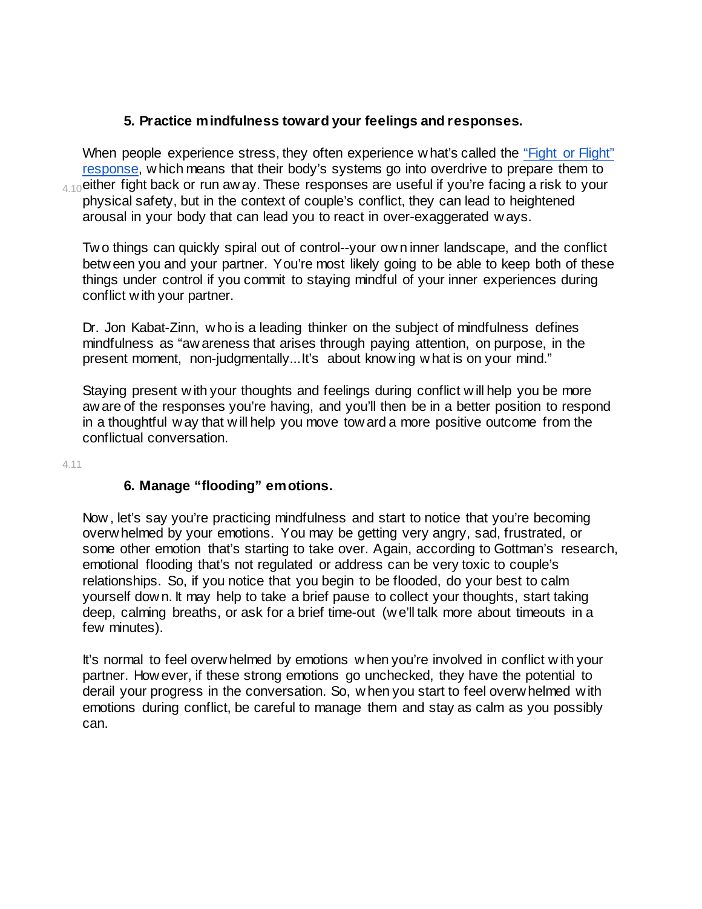### 5. Practice mindfulness toward your feelings and responses.

When people experience stress, they often experience what's called the ["Fight or Flight" response](), which means that their body's systems go into overdrive to prepare them to either fight back or run away. These responses are useful if you're facing a risk to your physical safety, but in the context of couple's conflict, they can lead to heightened arousal in your body that can lead you to react in over-exaggerated ways.

Two things can quickly spiral out of control--your own inner landscape, and the conflict between you and your partner. You're most likely going to be able to keep both of these things under control if you commit to staying mindful of your inner experiences during conflict with your partner.

Dr. Jon Kabat-Zinn, who is a leading thinker on the subject of mindfulness defines mindfulness as "awareness that arises through paying attention, on purpose, in the present moment, non-judgmentally...It's about knowing what is on your mind."

Staying present with your thoughts and feelings during conflict will help you be more aware of the responses you're having, and you'll then be in a better position to respond in a thoughtful way that will help you move toward a more positive outcome from the conflictual conversation.

### 6. Manage "flooding" emotions.

Now, let's say you're practicing mindfulness and start to notice that you're becoming overwhelmed by your emotions. You may be getting very angry, sad, frustrated, or some other emotion that's starting to take over. Again, according to Gottman's research, emotional flooding that's not regulated or address can be very toxic to couple's relationships. So, if you notice that you begin to be flooded, do your best to calm yourself down. It may help to take a brief pause to collect your thoughts, start taking deep, calming breaths, or ask for a brief time-out (we'll talk more about timeouts in a few minutes).

It's normal to feel overwhelmed by emotions when you're involved in conflict with your partner. However, if these strong emotions go unchecked, they have the potential to derail your progress in the conversation. So, when you start to feel overwhelmed with emotions during conflict, be careful to manage them and stay as calm as you possibly can.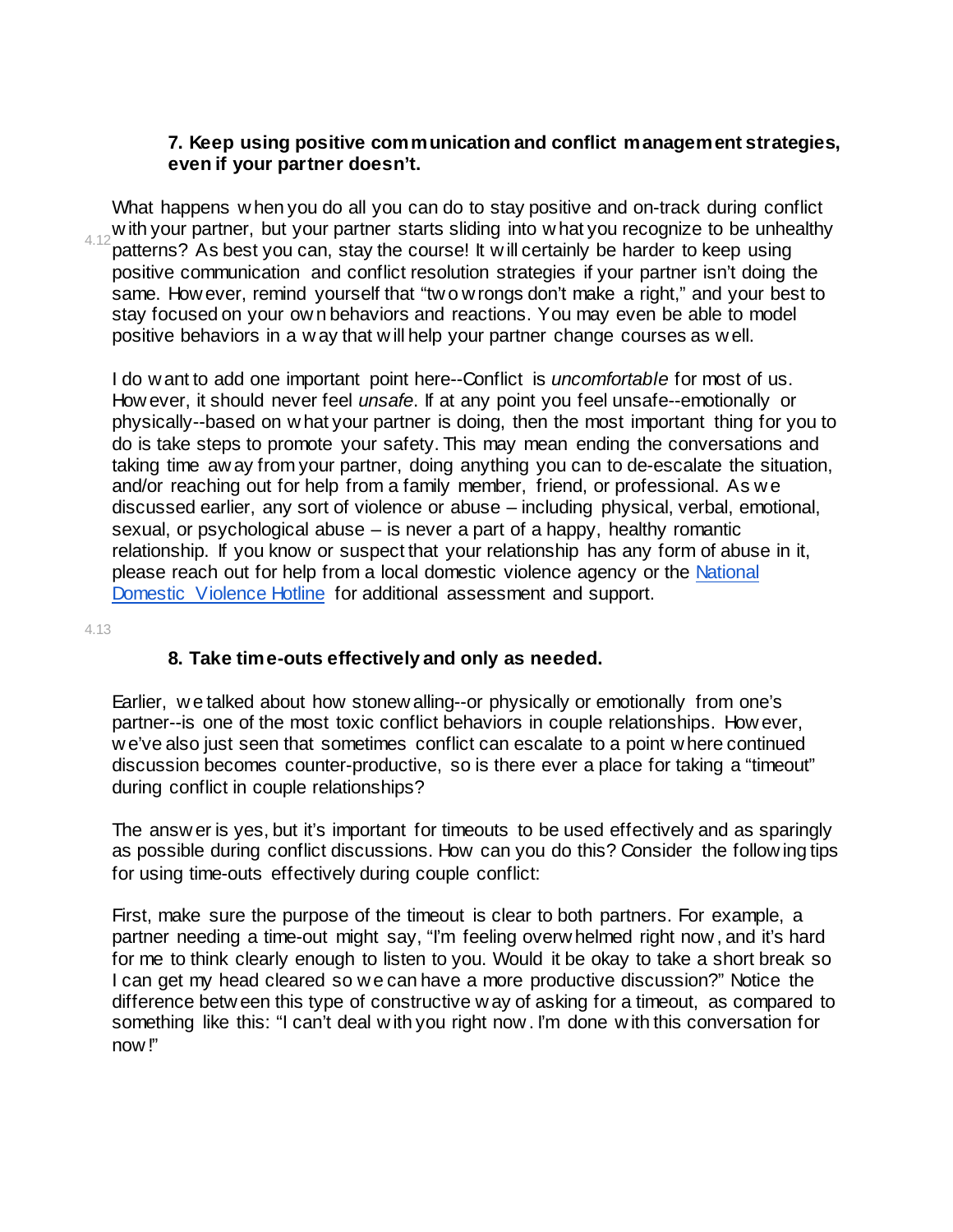**7. Keep using positive communication and conflict management strategies, even if your partner doesn't.**

What happens when you do all you can do to stay positive and on-track during conflict with your partner, but your partner starts sliding into what you recognize to be unhealthy patterns? As best you can, stay the course! It will certainly be harder to keep using positive communication and conflict resolution strategies if your partner isn't doing the same. However, remind yourself that "two wrongs don't make a right," and your best to stay focused on your own behaviors and reactions. You may even be able to model positive behaviors in a way that will help your partner change courses as well.

I do want to add one important point here--Conflict is *uncomfortable* for most of us. However, it should never feel *unsafe*. If at any point you feel unsafe--emotionally or physically--based on what your partner is doing, then the most important thing for you to do is take steps to promote your safety. This may mean ending the conversations and taking time away from your partner, doing anything you can to de-escalate the situation, and/or reaching out for help from a family member, friend, or professional. As we discussed earlier, any sort of violence or abuse – including physical, verbal, emotional, sexual, or psychological abuse – is never a part of a happy, healthy romantic relationship. If you know or suspect that your relationship has any form of abuse in it, please reach out for help from a local domestic violence agency or the National Domestic Violence Hotline for additional assessment and support.

**8. Take time-outs effectively and only as needed.**

Earlier, we talked about how stonewalling--or physically or emotionally from one's partner--is one of the most toxic conflict behaviors in couple relationships. However, we've also just seen that sometimes conflict can escalate to a point where continued discussion becomes counter-productive, so is there ever a place for taking a "timeout" during conflict in couple relationships?

The answer is yes, but it's important for timeouts to be used effectively and as sparingly as possible during conflict discussions. How can you do this? Consider the following tips for using time-outs effectively during couple conflict:

First, make sure the purpose of the timeout is clear to both partners. For example, a partner needing a time-out might say, "I'm feeling overwhelmed right now, and it's hard for me to think clearly enough to listen to you. Would it be okay to take a short break so I can get my head cleared so we can have a more productive discussion?" Notice the difference between this type of constructive way of asking for a timeout, as compared to something like this: "I can't deal with you right now. I'm done with this conversation for now!"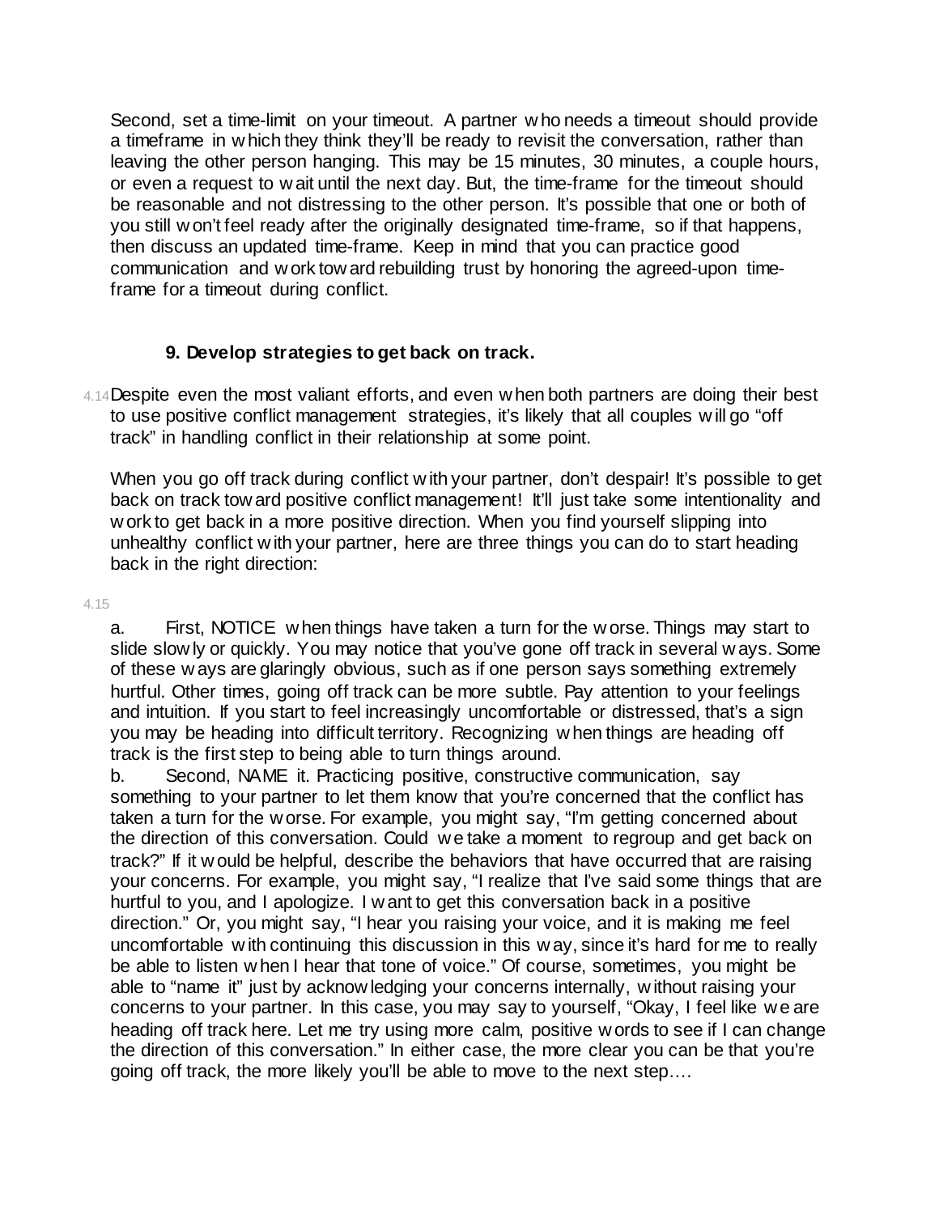Second, set a time-limit on your timeout. A partner who needs a timeout should provide a timeframe in which they think they'll be ready to revisit the conversation, rather than leaving the other person hanging. This may be 15 minutes, 30 minutes, a couple hours, or even a request to wait until the next day. But, the time-frame for the timeout should be reasonable and not distressing to the other person. It's possible that one or both of you still won't feel ready after the originally designated time-frame, so if that happens, then discuss an updated time-frame. Keep in mind that you can practice good communication and work toward rebuilding trust by honoring the agreed-upon time-frame for a timeout during conflict.

### 9. Develop strategies to get back on track.

4.14 Despite even the most valiant efforts, and even when both partners are doing their best to use positive conflict management strategies, it's likely that all couples will go "off track" in handling conflict in their relationship at some point.

When you go off track during conflict with your partner, don't despair! It's possible to get back on track toward positive conflict management! It'll just take some intentionality and work to get back in a more positive direction. When you find yourself slipping into unhealthy conflict with your partner, here are three things you can do to start heading back in the right direction:

4.15

a. First, NOTICE when things have taken a turn for the worse. Things may start to slide slowly or quickly. You may notice that you've gone off track in several ways. Some of these ways are glaringly obvious, such as if one person says something extremely hurtful. Other times, going off track can be more subtle. Pay attention to your feelings and intuition. If you start to feel increasingly uncomfortable or distressed, that's a sign you may be heading into difficult territory. Recognizing when things are heading off track is the first step to being able to turn things around.

b. Second, NAME it. Practicing positive, constructive communication, say something to your partner to let them know that you're concerned that the conflict has taken a turn for the worse. For example, you might say, "I'm getting concerned about the direction of this conversation. Could we take a moment to regroup and get back on track?" If it would be helpful, describe the behaviors that have occurred that are raising your concerns. For example, you might say, "I realize that I've said some things that are hurtful to you, and I apologize. I want to get this conversation back in a positive direction." Or, you might say, "I hear you raising your voice, and it is making me feel uncomfortable with continuing this discussion in this way, since it's hard for me to really be able to listen when I hear that tone of voice." Of course, sometimes, you might be able to "name it" just by acknowledging your concerns internally, without raising your concerns to your partner. In this case, you may say to yourself, "Okay, I feel like we are heading off track here. Let me try using more calm, positive words to see if I can change the direction of this conversation." In either case, the more clear you can be that you're going off track, the more likely you'll be able to move to the next step….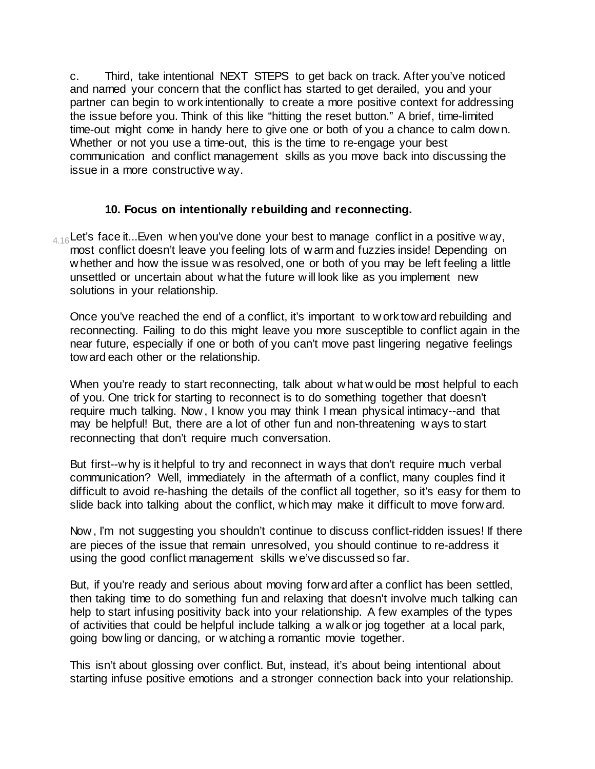c. Third, take intentional NEXT STEPS to get back on track. After you've noticed and named your concern that the conflict has started to get derailed, you and your partner can begin to work intentionally to create a more positive context for addressing the issue before you. Think of this like "hitting the reset button." A brief, time-limited time-out might come in handy here to give one or both of you a chance to calm down. Whether or not you use a time-out, this is the time to re-engage your best communication and conflict management skills as you move back into discussing the issue in a more constructive way.

### 10. Focus on intentionally rebuilding and reconnecting.

4.16 Let's face it...Even when you've done your best to manage conflict in a positive way, most conflict doesn't leave you feeling lots of warm and fuzzies inside! Depending on whether and how the issue was resolved, one or both of you may be left feeling a little unsettled or uncertain about what the future will look like as you implement new solutions in your relationship.

Once you've reached the end of a conflict, it's important to work toward rebuilding and reconnecting. Failing to do this might leave you more susceptible to conflict again in the near future, especially if one or both of you can't move past lingering negative feelings toward each other or the relationship.

When you're ready to start reconnecting, talk about what would be most helpful to each of you. One trick for starting to reconnect is to do something together that doesn't require much talking. Now, I know you may think I mean physical intimacy--and that may be helpful! But, there are a lot of other fun and non-threatening ways to start reconnecting that don't require much conversation.

But first--why is it helpful to try and reconnect in ways that don't require much verbal communication? Well, immediately in the aftermath of a conflict, many couples find it difficult to avoid re-hashing the details of the conflict all together, so it's easy for them to slide back into talking about the conflict, which may make it difficult to move forward.

Now, I'm not suggesting you shouldn't continue to discuss conflict-ridden issues! If there are pieces of the issue that remain unresolved, you should continue to re-address it using the good conflict management skills we've discussed so far.

But, if you're ready and serious about moving forward after a conflict has been settled, then taking time to do something fun and relaxing that doesn't involve much talking can help to start infusing positivity back into your relationship. A few examples of the types of activities that could be helpful include talking a walk or jog together at a local park, going bowling or dancing, or watching a romantic movie together.

This isn't about glossing over conflict. But, instead, it's about being intentional about starting infuse positive emotions and a stronger connection back into your relationship.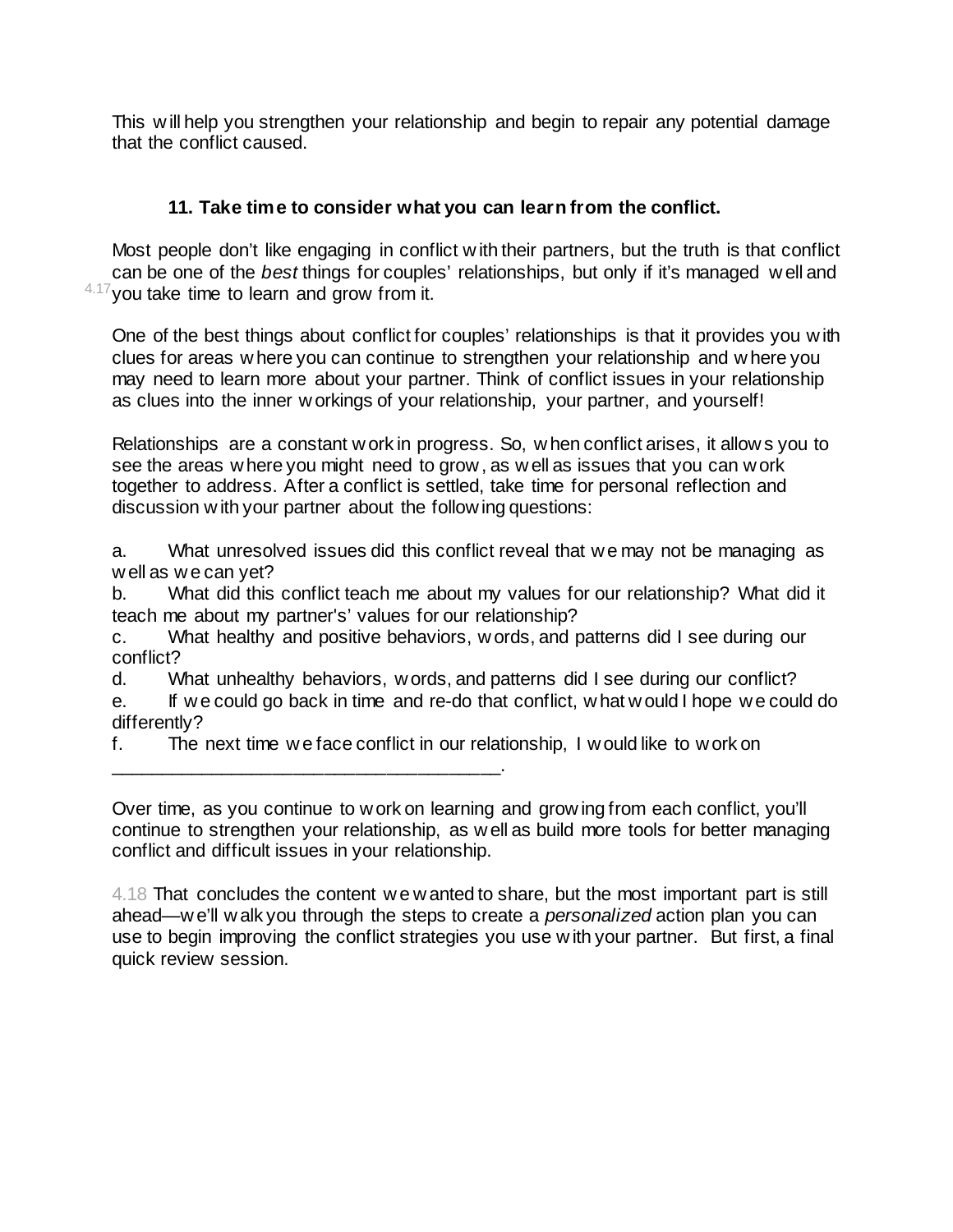This will help you strengthen your relationship and begin to repair any potential damage that the conflict caused.

### 11. Take time to consider what you can learn from the conflict.

Most people don't like engaging in conflict with their partners, but the truth is that conflict can be one of the *best* things for couples' relationships, but only if it's managed well and 4.17 you take time to learn and grow from it.

One of the best things about conflict for couples' relationships is that it provides you with clues for areas where you can continue to strengthen your relationship and where you may need to learn more about your partner. Think of conflict issues in your relationship as clues into the inner workings of your relationship, your partner, and yourself!

Relationships are a constant work in progress. So, when conflict arises, it allows you to see the areas where you might need to grow, as well as issues that you can work together to address. After a conflict is settled, take time for personal reflection and discussion with your partner about the following questions:

a. What unresolved issues did this conflict reveal that we may not be managing as well as we can yet?
b. What did this conflict teach me about my values for our relationship? What did it teach me about my partner's' values for our relationship?
c. What healthy and positive behaviors, words, and patterns did I see during our conflict?
d. What unhealthy behaviors, words, and patterns did I see during our conflict?
e. If we could go back in time and re-do that conflict, what would I hope we could do differently?
f. The next time we face conflict in our relationship, I would like to work on ______________________________________.

Over time, as you continue to work on learning and growing from each conflict, you'll continue to strengthen your relationship, as well as build more tools for better managing conflict and difficult issues in your relationship.

4.18 That concludes the content we wanted to share, but the most important part is still ahead—we'll walk you through the steps to create a *personalized* action plan you can use to begin improving the conflict strategies you use with your partner. But first, a final quick review session.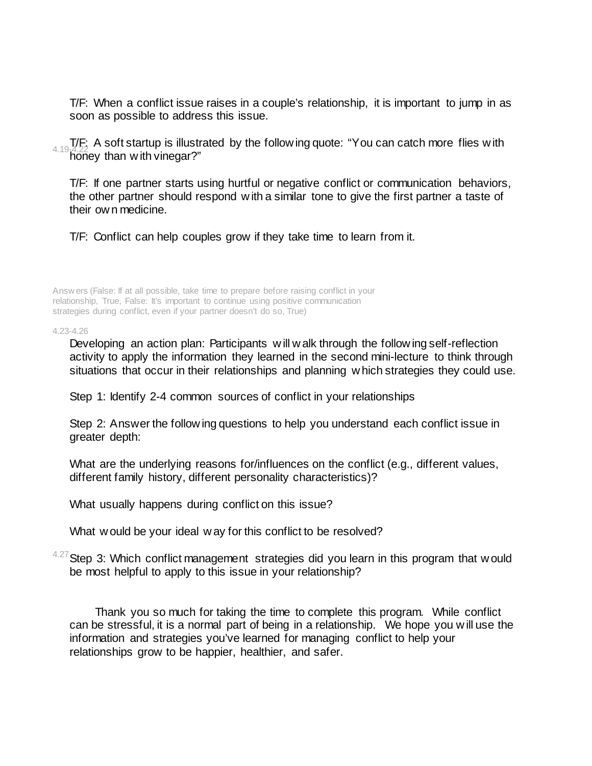T/F: When a conflict issue raises in a couple's relationship, it is important to jump in as soon as possible to address this issue.

4.19-4.22

T/F: A soft startup is illustrated by the following quote: "You can catch more flies with honey than with vinegar?"

T/F: If one partner starts using hurtful or negative conflict or communication behaviors, the other partner should respond with a similar tone to give the first partner a taste of their own medicine.

T/F: Conflict can help couples grow if they take time to learn from it.

Answers (False: If at all possible, take time to prepare before raising conflict in your relationship, True, False: It's important to continue using positive communication strategies during conflict, even if your partner doesn't do so, True)

4.23-4.26

Developing an action plan: Participants will walk through the following self-reflection activity to apply the information they learned in the second mini-lecture to think through situations that occur in their relationships and planning which strategies they could use.

Step 1: Identify 2-4 common sources of conflict in your relationships

Step 2: Answer the following questions to help you understand each conflict issue in greater depth:

What are the underlying reasons for/influences on the conflict (e.g., different values, different family history, different personality characteristics)?

What usually happens during conflict on this issue?

What would be your ideal way for this conflict to be resolved?

4.27

Step 3: Which conflict management strategies did you learn in this program that would be most helpful to apply to this issue in your relationship?

Thank you so much for taking the time to complete this program. While conflict can be stressful, it is a normal part of being in a relationship. We hope you will use the information and strategies you've learned for managing conflict to help your relationships grow to be happier, healthier, and safer.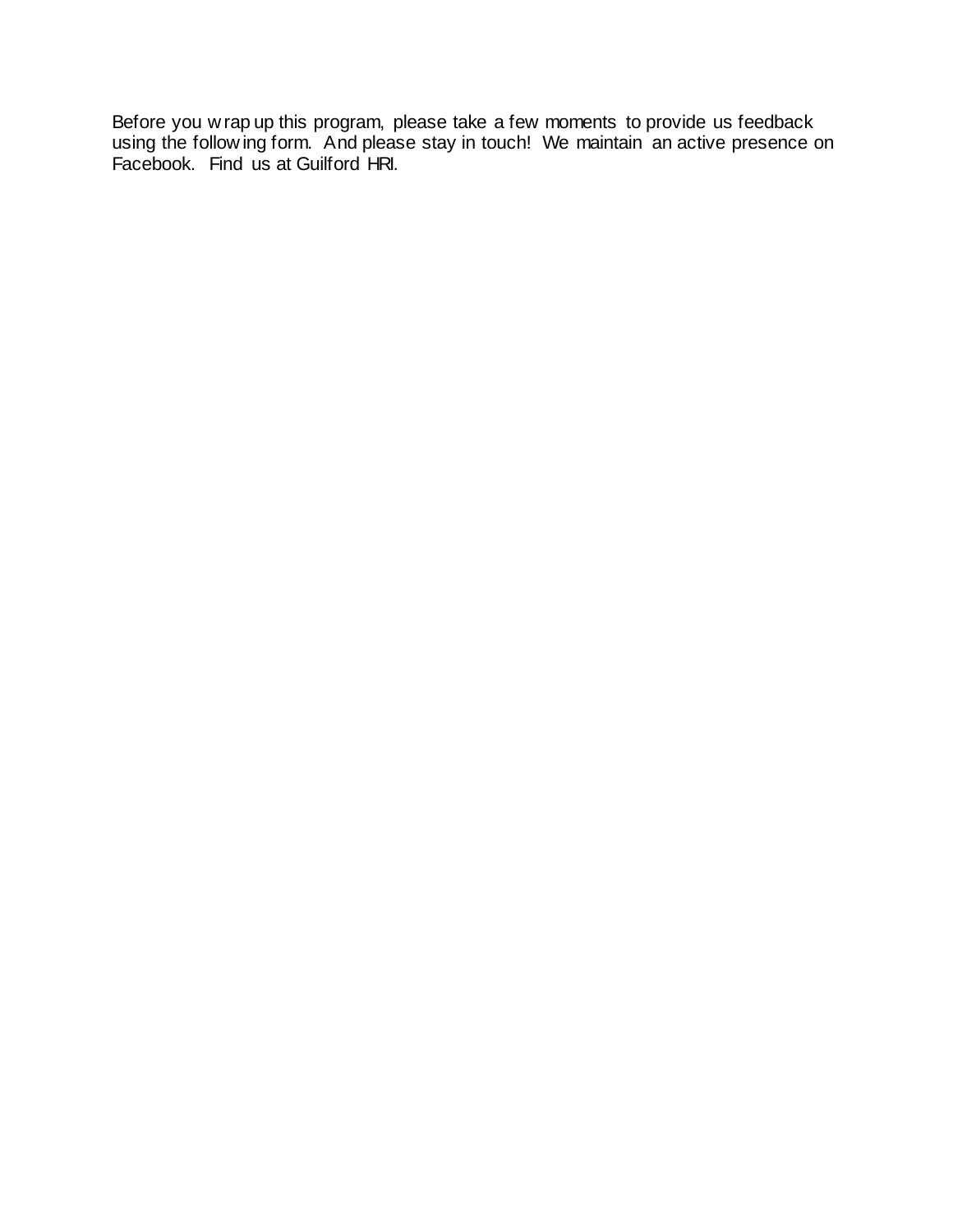Before you wrap up this program, please take a few moments to provide us feedback using the following form. And please stay in touch! We maintain an active presence on Facebook. Find us at Guilford HRI.